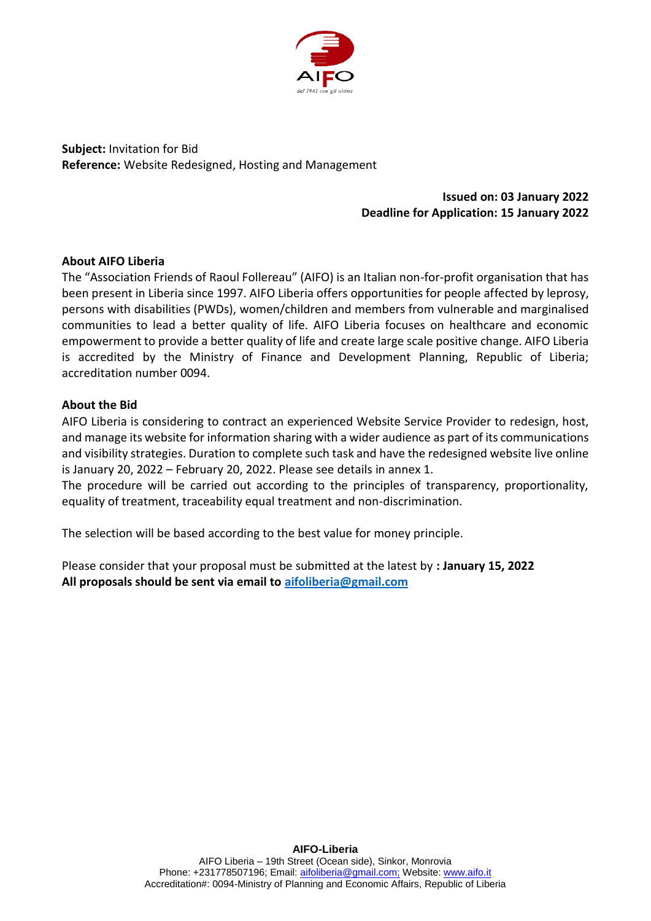**Subject:** Invitation for Bid
**Reference:** Website Redesigned, Hosting and Management

**Issued on: 03 January 2022**
**Deadline for Application: 15 January 2022**

**About AIFO Liberia**

The "Association Friends of Raoul Follereau" (AIFO) is an Italian non-for-profit organisation that has been present in Liberia since 1997. AIFO Liberia offers opportunities for people affected by leprosy, persons with disabilities (PWDs), women/children and members from vulnerable and marginalised communities to lead a better quality of life. AIFO Liberia focuses on healthcare and economic empowerment to provide a better quality of life and create large scale positive change. AIFO Liberia is accredited by the Ministry of Finance and Development Planning, Republic of Liberia; accreditation number 0094.

**About the Bid**

AIFO Liberia is considering to contract an experienced Website Service Provider to redesign, host, and manage its website for information sharing with a wider audience as part of its communications and visibility strategies. Duration to complete such task and have the redesigned website live online is January 20, 2022 – February 20, 2022. Please see details in annex 1.
The procedure will be carried out according to the principles of transparency, proportionality, equality of treatment, traceability equal treatment and non-discrimination.

The selection will be based according to the best value for money principle.

Please consider that your proposal must be submitted at the latest by **: January 15, 2022**
**All proposals should be sent via email to aifoliberia@gmail.com**

**AIFO-Liberia**
AIFO Liberia – 19th Street (Ocean side), Sinkor, Monrovia
Phone: +231778507196; Email: aifoliberia@gmail.com; Website: www.aifo.it
Accreditation#: 0094-Ministry of Planning and Economic Affairs, Republic of Liberia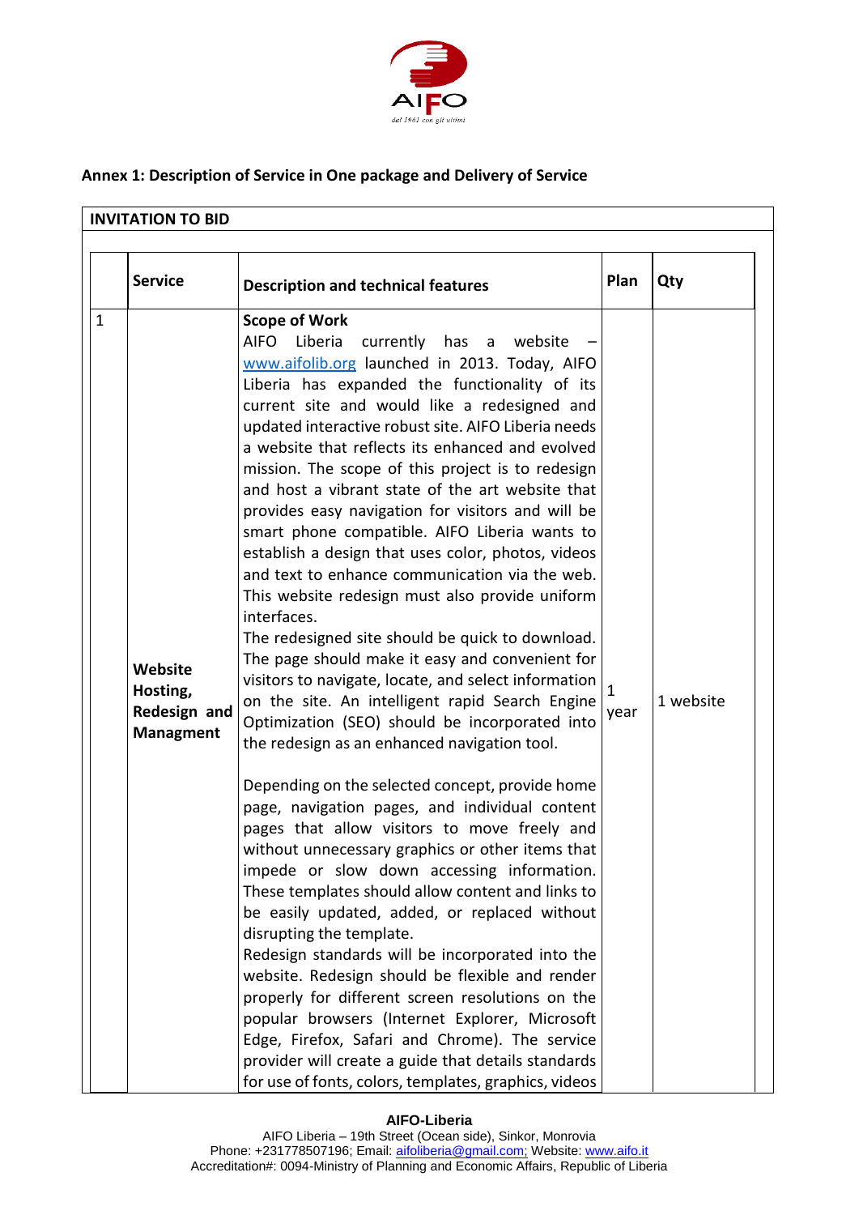## Annex 1: Description of Service in One package and Delivery of Service

**INVITATION TO BID**

| | Service | Description and technical features | Plan | Qty |
|---|---|---|---|---|
| 1 | **Website Hosting, Redesign and Managment** | **Scope of Work**<br>AIFO Liberia currently has a website – www.aifolib.org launched in 2013. Today, AIFO Liberia has expanded the functionality of its current site and would like a redesigned and updated interactive robust site. AIFO Liberia needs a website that reflects its enhanced and evolved mission. The scope of this project is to redesign and host a vibrant state of the art website that provides easy navigation for visitors and will be smart phone compatible. AIFO Liberia wants to establish a design that uses color, photos, videos and text to enhance communication via the web. This website redesign must also provide uniform interfaces.<br>The redesigned site should be quick to download. The page should make it easy and convenient for visitors to navigate, locate, and select information on the site. An intelligent rapid Search Engine Optimization (SEO) should be incorporated into the redesign as an enhanced navigation tool.<br><br>Depending on the selected concept, provide home page, navigation pages, and individual content pages that allow visitors to move freely and without unnecessary graphics or other items that impede or slow down accessing information. These templates should allow content and links to be easily updated, added, or replaced without disrupting the template.<br>Redesign standards will be incorporated into the website. Redesign should be flexible and render properly for different screen resolutions on the popular browsers (Internet Explorer, Microsoft Edge, Firefox, Safari and Chrome). The service provider will create a guide that details standards for use of fonts, colors, templates, graphics, videos | 1 year | 1 website |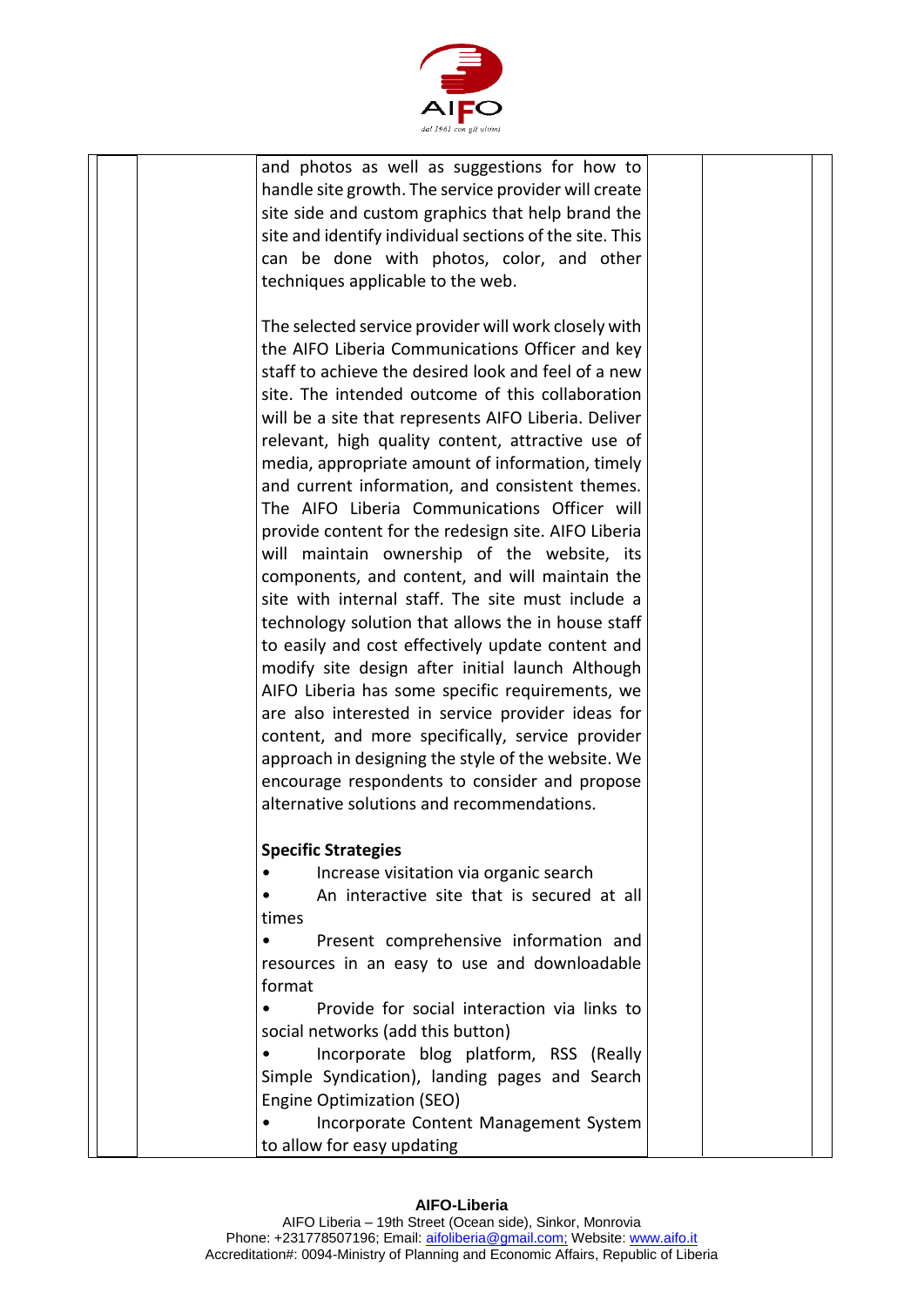| | | and photos as well as suggestions for how to handle site growth. The service provider will create site side and custom graphics that help brand the site and identify individual sections of the site. This can be done with photos, color, and other techniques applicable to the web.<br><br>The selected service provider will work closely with the AIFO Liberia Communications Officer and key staff to achieve the desired look and feel of a new site. The intended outcome of this collaboration will be a site that represents AIFO Liberia. Deliver relevant, high quality content, attractive use of media, appropriate amount of information, timely and current information, and consistent themes. The AIFO Liberia Communications Officer will provide content for the redesign site. AIFO Liberia will maintain ownership of the website, its components, and content, and will maintain the site with internal staff. The site must include a technology solution that allows the in house staff to easily and cost effectively update content and modify site design after initial launch Although AIFO Liberia has some specific requirements, we are also interested in service provider ideas for content, and more specifically, service provider approach in designing the style of the website. We encourage respondents to consider and propose alternative solutions and recommendations.<br><br>**Specific Strategies**<br>• Increase visitation via organic search<br>• An interactive site that is secured at all times<br>• Present comprehensive information and resources in an easy to use and downloadable format<br>• Provide for social interaction via links to social networks (add this button)<br>• Incorporate blog platform, RSS (Really Simple Syndication), landing pages and Search Engine Optimization (SEO)<br>• Incorporate Content Management System to allow for easy updating | | | |
|---|---|---|---|---|---|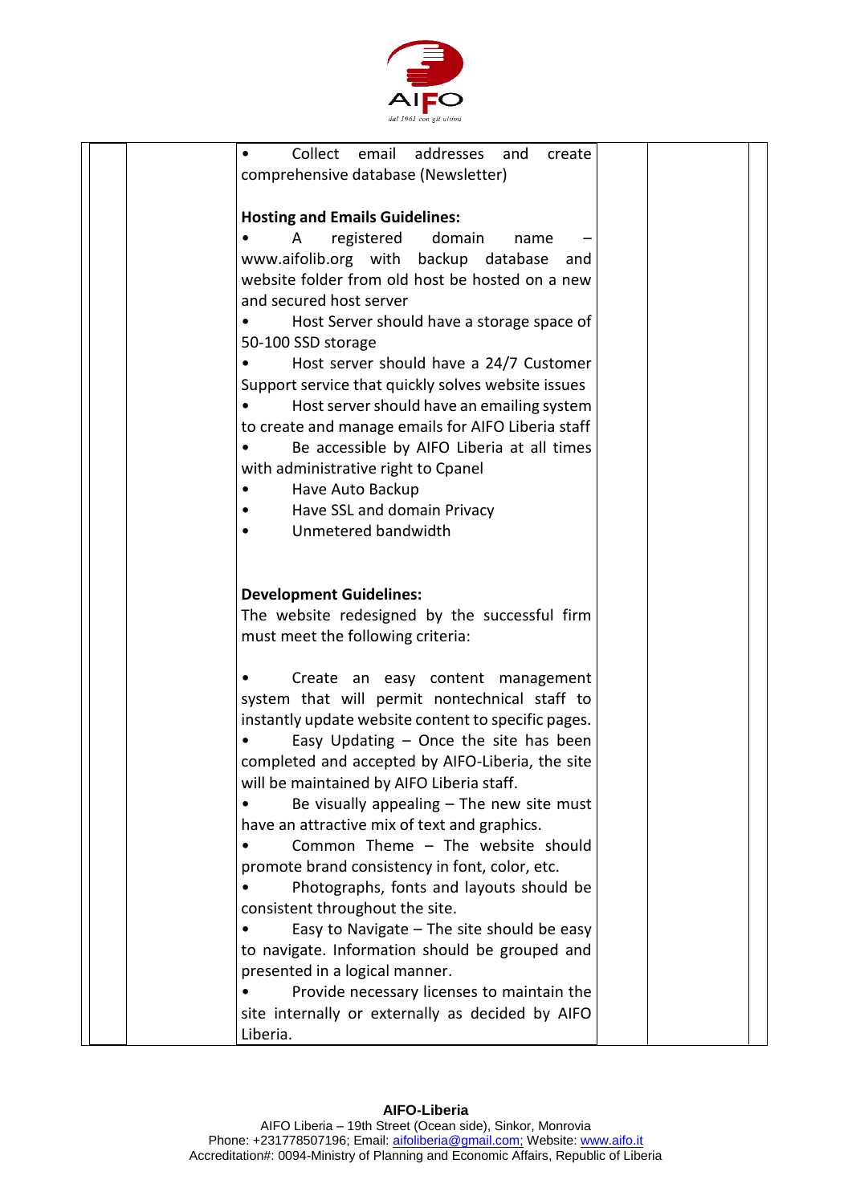| | | • Collect email addresses and create comprehensive database (Newsletter)<br><br>**Hosting and Emails Guidelines:**<br>• A registered domain name – www.aifolib.org with backup database and website folder from old host be hosted on a new and secured host server<br>• Host Server should have a storage space of 50-100 SSD storage<br>• Host server should have a 24/7 Customer Support service that quickly solves website issues<br>• Host server should have an emailing system to create and manage emails for AIFO Liberia staff<br>• Be accessible by AIFO Liberia at all times with administrative right to Cpanel<br>• Have Auto Backup<br>• Have SSL and domain Privacy<br>• Unmetered bandwidth<br><br>**Development Guidelines:**<br>The website redesigned by the successful firm must meet the following criteria:<br><br>• Create an easy content management system that will permit nontechnical staff to instantly update website content to specific pages.<br>• Easy Updating – Once the site has been completed and accepted by AIFO-Liberia, the site will be maintained by AIFO Liberia staff.<br>• Be visually appealing – The new site must have an attractive mix of text and graphics.<br>• Common Theme – The website should promote brand consistency in font, color, etc.<br>• Photographs, fonts and layouts should be consistent throughout the site.<br>• Easy to Navigate – The site should be easy to navigate. Information should be grouped and presented in a logical manner.<br>• Provide necessary licenses to maintain the site internally or externally as decided by AIFO Liberia. | | |
|---|---|---|---|---|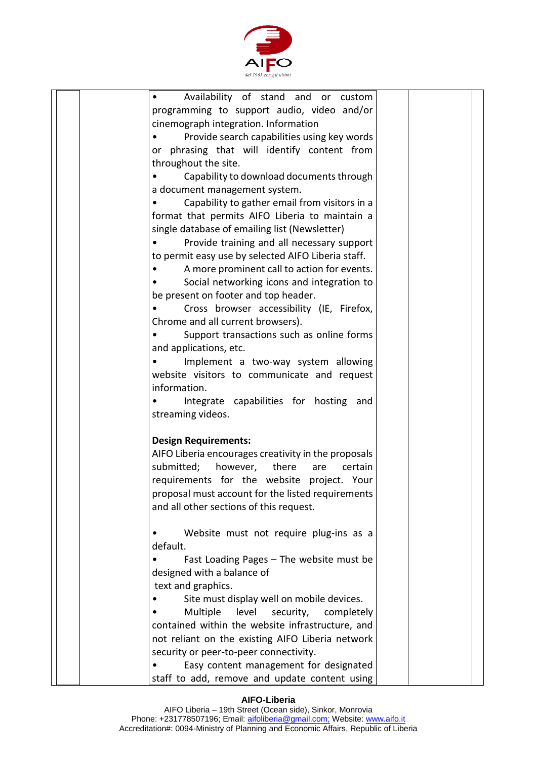| | | • Availability of stand and or custom programming to support audio, video and/or cinemograph integration. Information<br>• Provide search capabilities using key words or phrasing that will identify content from throughout the site.<br>• Capability to download documents through a document management system.<br>• Capability to gather email from visitors in a format that permits AIFO Liberia to maintain a single database of emailing list (Newsletter)<br>• Provide training and all necessary support to permit easy use by selected AIFO Liberia staff.<br>• A more prominent call to action for events.<br>• Social networking icons and integration to be present on footer and top header.<br>• Cross browser accessibility (IE, Firefox, Chrome and all current browsers).<br>• Support transactions such as online forms and applications, etc.<br>• Implement a two-way system allowing website visitors to communicate and request information.<br>• Integrate capabilities for hosting and streaming videos.<br><br>**Design Requirements:**<br>AIFO Liberia encourages creativity in the proposals submitted; however, there are certain requirements for the website project. Your proposal must account for the listed requirements and all other sections of this request.<br><br>• Website must not require plug-ins as a default.<br>• Fast Loading Pages – The website must be designed with a balance of text and graphics.<br>• Site must display well on mobile devices.<br>• Multiple level security, completely contained within the website infrastructure, and not reliant on the existing AIFO Liberia network security or peer-to-peer connectivity.<br>• Easy content management for designated staff to add, remove and update content using | | |
|---|---|---|---|---|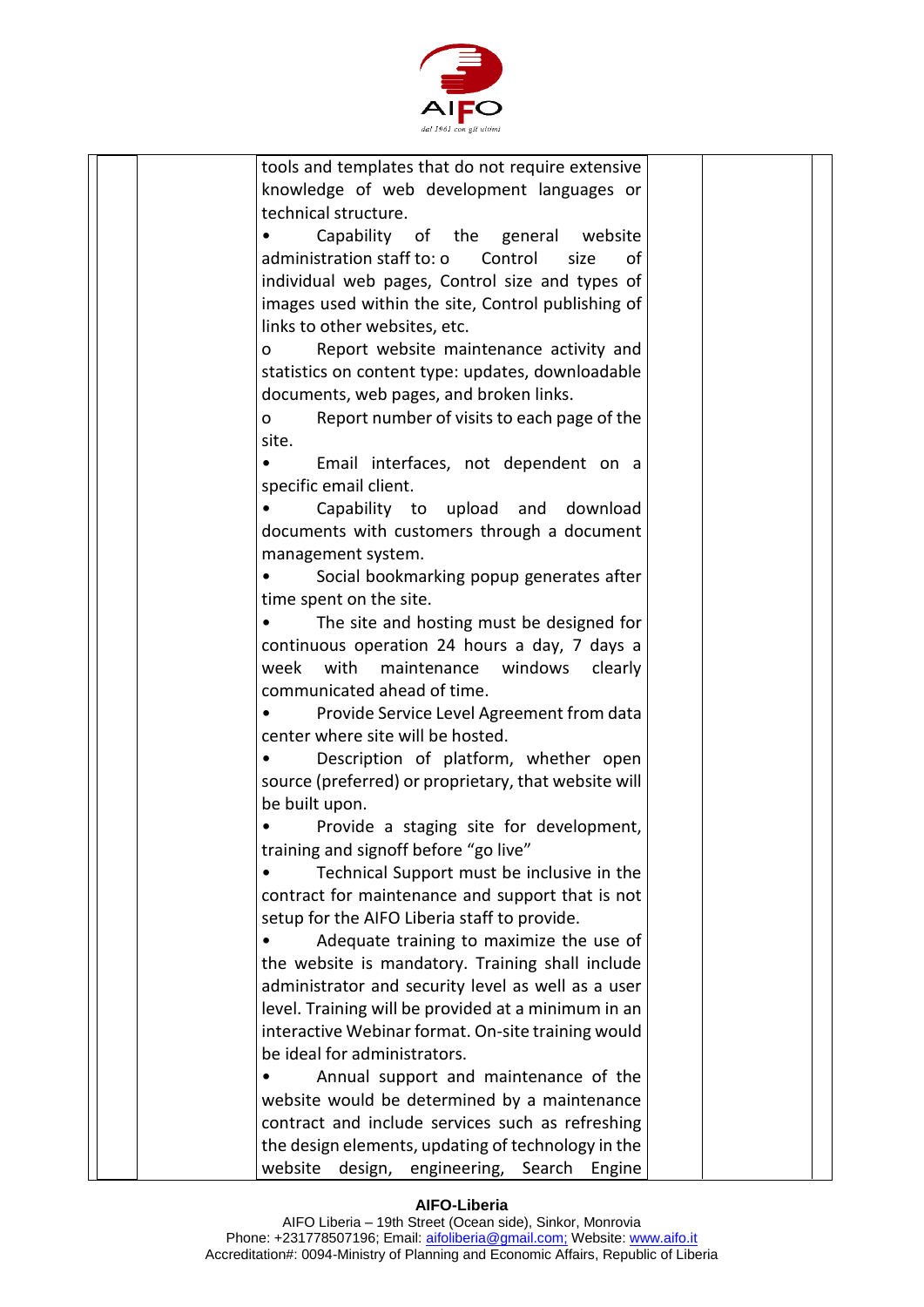| | | | | |
|---|---|---|---|---|
| | | tools and templates that do not require extensive knowledge of web development languages or technical structure.<br>• Capability of the general website administration staff to: o Control size of individual web pages, Control size and types of images used within the site, Control publishing of links to other websites, etc.<br>o Report website maintenance activity and statistics on content type: updates, downloadable documents, web pages, and broken links.<br>o Report number of visits to each page of the site.<br>• Email interfaces, not dependent on a specific email client.<br>• Capability to upload and download documents with customers through a document management system.<br>• Social bookmarking popup generates after time spent on the site.<br>• The site and hosting must be designed for continuous operation 24 hours a day, 7 days a week with maintenance windows clearly communicated ahead of time.<br>• Provide Service Level Agreement from data center where site will be hosted.<br>• Description of platform, whether open source (preferred) or proprietary, that website will be built upon.<br>• Provide a staging site for development, training and signoff before "go live"<br>• Technical Support must be inclusive in the contract for maintenance and support that is not setup for the AIFO Liberia staff to provide.<br>• Adequate training to maximize the use of the website is mandatory. Training shall include administrator and security level as well as a user level. Training will be provided at a minimum in an interactive Webinar format. On-site training would be ideal for administrators.<br>• Annual support and maintenance of the website would be determined by a maintenance contract and include services such as refreshing the design elements, updating of technology in the website design, engineering, Search Engine | | |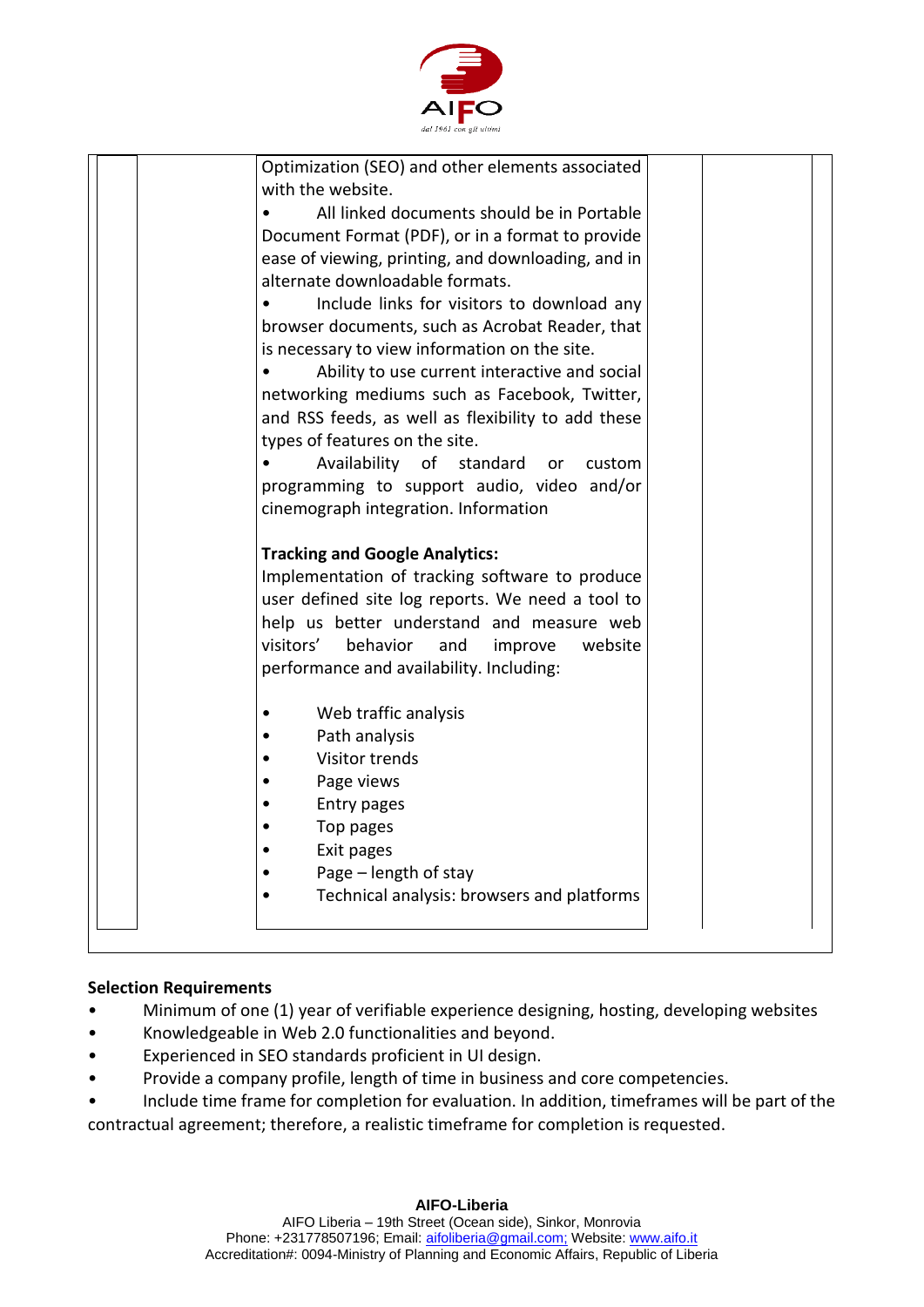| | | Optimization (SEO) and other elements associated with the website.<br>• All linked documents should be in Portable Document Format (PDF), or in a format to provide ease of viewing, printing, and downloading, and in alternate downloadable formats.<br>• Include links for visitors to download any browser documents, such as Acrobat Reader, that is necessary to view information on the site.<br>• Ability to use current interactive and social networking mediums such as Facebook, Twitter, and RSS feeds, as well as flexibility to add these types of features on the site.<br>• Availability of standard or custom programming to support audio, video and/or cinemograph integration. Information<br><br>**Tracking and Google Analytics:**<br>Implementation of tracking software to produce user defined site log reports. We need a tool to help us better understand and measure web visitors' behavior and improve website performance and availability. Including:<br><br>• Web traffic analysis<br>• Path analysis<br>• Visitor trends<br>• Page views<br>• Entry pages<br>• Top pages<br>• Exit pages<br>• Page – length of stay<br>• Technical analysis: browsers and platforms | | |
|---|---|---|---|---|

**Selection Requirements**

- Minimum of one (1) year of verifiable experience designing, hosting, developing websites
- Knowledgeable in Web 2.0 functionalities and beyond.
- Experienced in SEO standards proficient in UI design.
- Provide a company profile, length of time in business and core competencies.
- Include time frame for completion for evaluation. In addition, timeframes will be part of the contractual agreement; therefore, a realistic timeframe for completion is requested.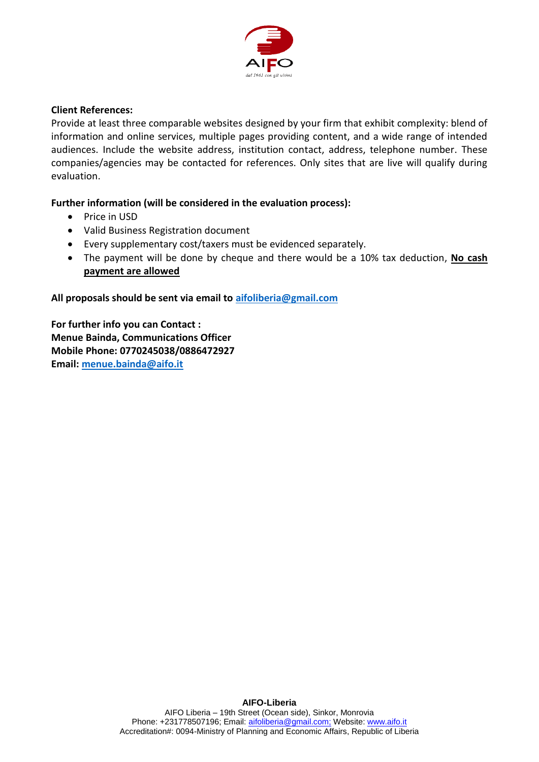**Client References:**

Provide at least three comparable websites designed by your firm that exhibit complexity: blend of information and online services, multiple pages providing content, and a wide range of intended audiences. Include the website address, institution contact, address, telephone number. These companies/agencies may be contacted for references. Only sites that are live will qualify during evaluation.

**Further information (will be considered in the evaluation process):**

- Price in USD
- Valid Business Registration document
- Every supplementary cost/taxers must be evidenced separately.
- The payment will be done by cheque and there would be a 10% tax deduction, **No cash payment are allowed**

**All proposals should be sent via email to aifoliberia@gmail.com**

**For further info you can Contact :**
**Menue Bainda, Communications Officer**
**Mobile Phone: 0770245038/0886472927**
**Email: menue.bainda@aifo.it**

**AIFO-Liberia**
AIFO Liberia – 19th Street (Ocean side), Sinkor, Monrovia
Phone: +231778507196; Email: aifoliberia@gmail.com; Website: www.aifo.it
Accreditation#: 0094-Ministry of Planning and Economic Affairs, Republic of Liberia